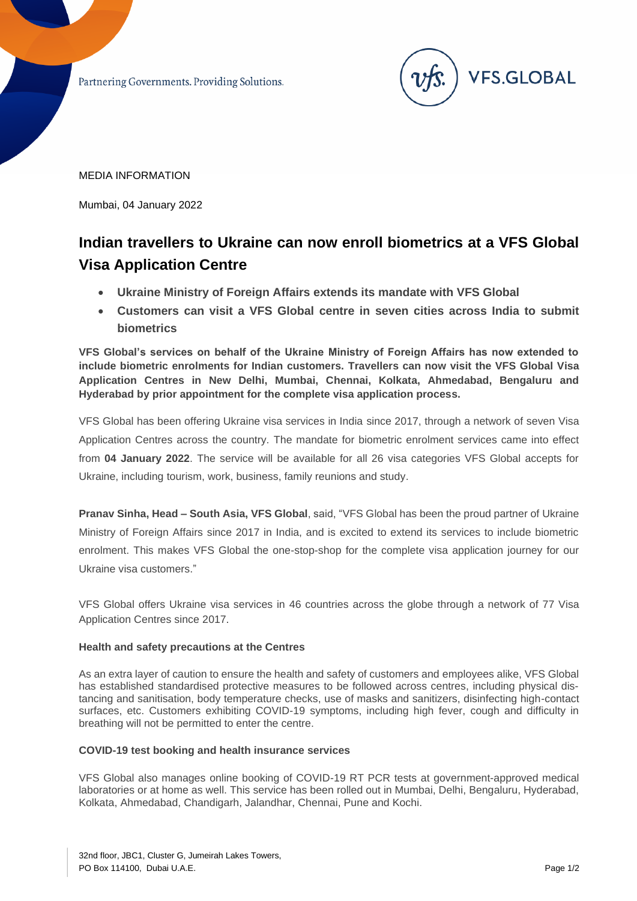Partnering Governments. Providing Solutions.

VFS.GLOBAL

MEDIA INFORMATION

Mumbai, 04 January 2022

# Indian travellers to Ukraine can now enroll biometrics at a VFS Global Visa Application Centre

- **Ukraine Ministry of Foreign Affairs extends its mandate with VFS Global**
- **Customers can visit a VFS Global centre in seven cities across India to submit biometrics**

**VFS Global's services on behalf of the Ukraine Ministry of Foreign Affairs has now extended to include biometric enrolments for Indian customers. Travellers can now visit the VFS Global Visa Application Centres in New Delhi, Mumbai, Chennai, Kolkata, Ahmedabad, Bengaluru and Hyderabad by prior appointment for the complete visa application process.**

VFS Global has been offering Ukraine visa services in India since 2017, through a network of seven Visa Application Centres across the country. The mandate for biometric enrolment services came into effect from **04 January 2022**. The service will be available for all 26 visa categories VFS Global accepts for Ukraine, including tourism, work, business, family reunions and study.

**Pranav Sinha, Head – South Asia, VFS Global**, said, "VFS Global has been the proud partner of Ukraine Ministry of Foreign Affairs since 2017 in India, and is excited to extend its services to include biometric enrolment. This makes VFS Global the one-stop-shop for the complete visa application journey for our Ukraine visa customers."

VFS Global offers Ukraine visa services in 46 countries across the globe through a network of 77 Visa Application Centres since 2017.

**Health and safety precautions at the Centres**

As an extra layer of caution to ensure the health and safety of customers and employees alike, VFS Global has established standardised protective measures to be followed across centres, including physical distancing and sanitisation, body temperature checks, use of masks and sanitizers, disinfecting high-contact surfaces, etc. Customers exhibiting COVID-19 symptoms, including high fever, cough and difficulty in breathing will not be permitted to enter the centre.

**COVID-19 test booking and health insurance services**

VFS Global also manages online booking of COVID-19 RT PCR tests at government-approved medical laboratories or at home as well. This service has been rolled out in Mumbai, Delhi, Bengaluru, Hyderabad, Kolkata, Ahmedabad, Chandigarh, Jalandhar, Chennai, Pune and Kochi.

32nd floor, JBC1, Cluster G, Jumeirah Lakes Towers,
PO Box 114100, Dubai U.A.E.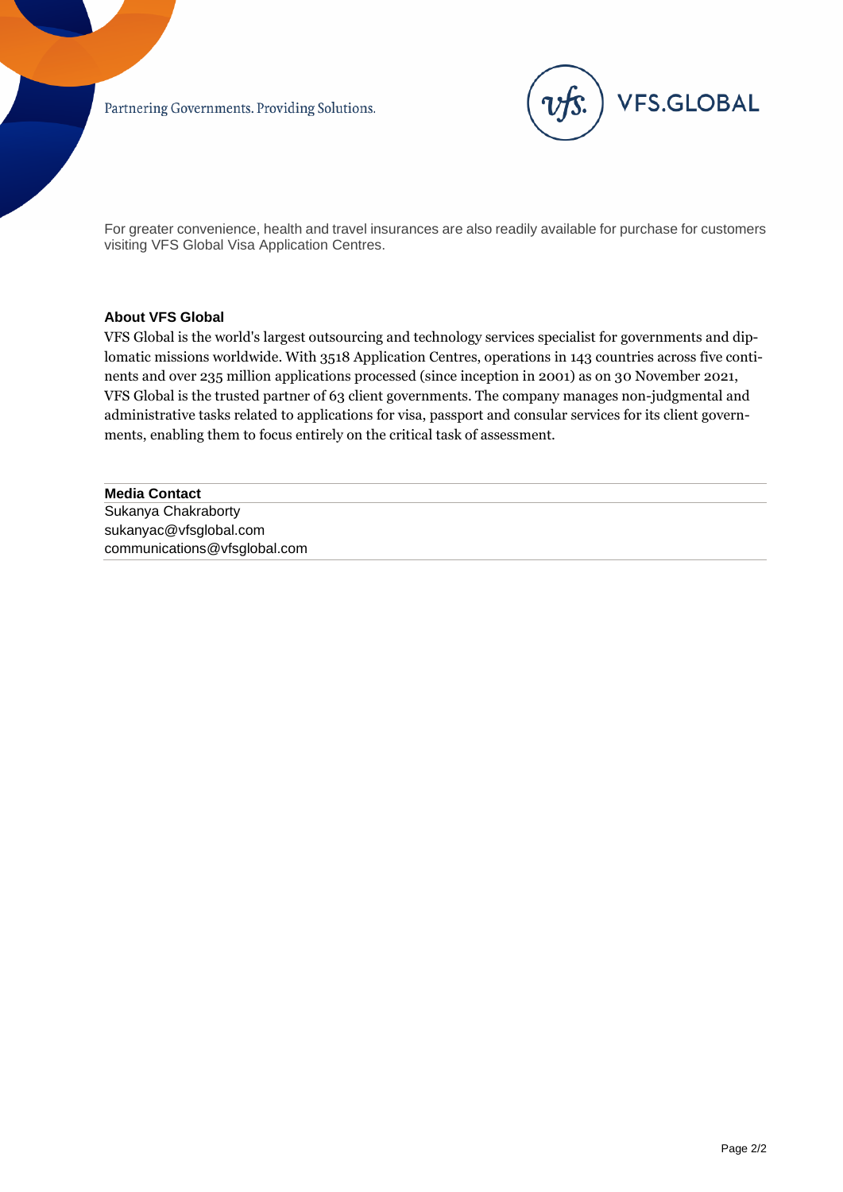For greater convenience, health and travel insurances are also readily available for purchase for customers visiting VFS Global Visa Application Centres.

**About VFS Global**

VFS Global is the world's largest outsourcing and technology services specialist for governments and diplomatic missions worldwide. With 3518 Application Centres, operations in 143 countries across five continents and over 235 million applications processed (since inception in 2001) as on 30 November 2021, VFS Global is the trusted partner of 63 client governments. The company manages non-judgmental and administrative tasks related to applications for visa, passport and consular services for its client governments, enabling them to focus entirely on the critical task of assessment.

**Media Contact**

Sukanya Chakraborty
sukanyac@vfsglobal.com
communications@vfsglobal.com